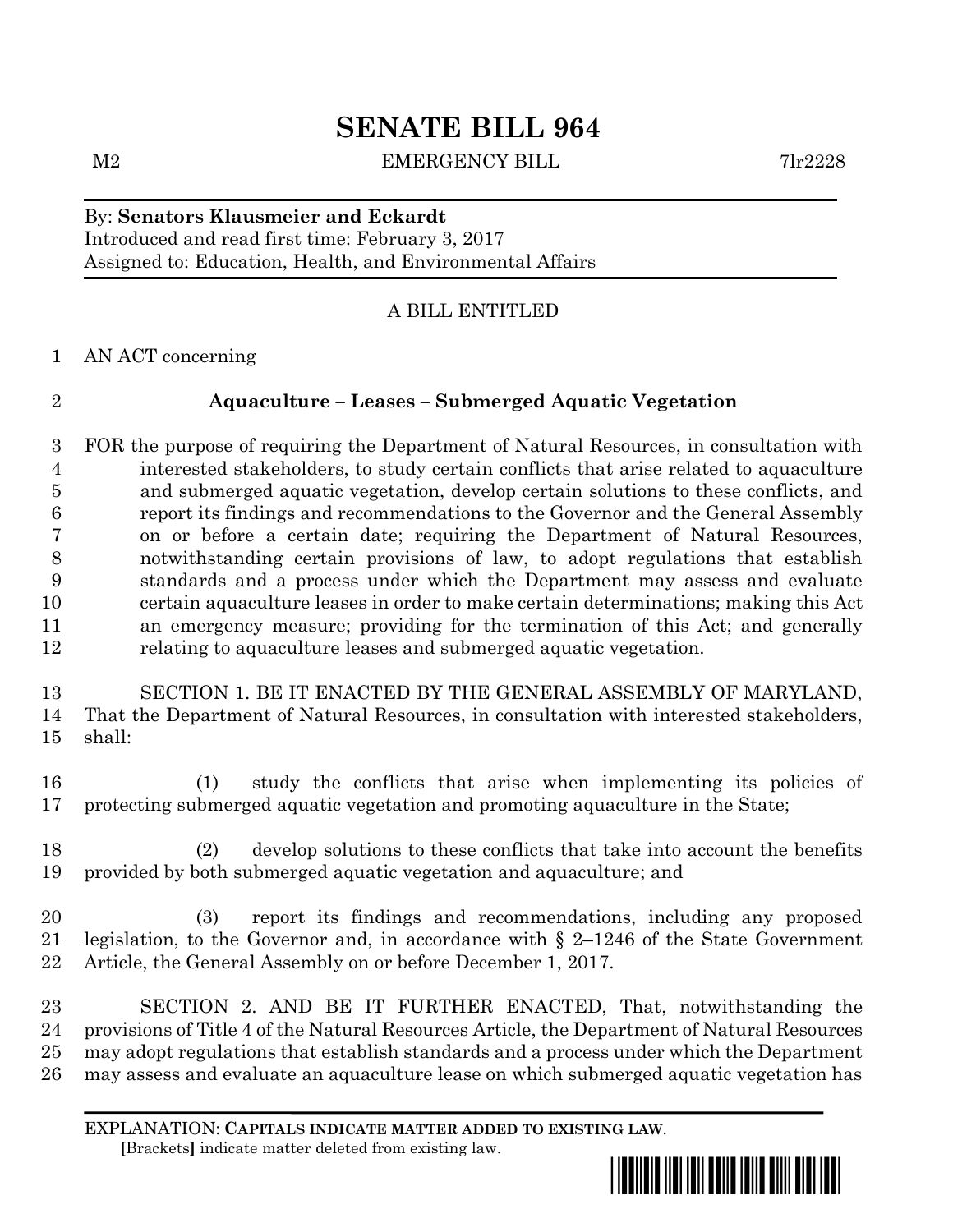# SENATE BILL 964

M2 EMERGENCY BILL 7lr2228

By: **Senators Klausmeier and Eckardt**
Introduced and read first time: February 3, 2017
Assigned to: Education, Health, and Environmental Affairs

A BILL ENTITLED

1 AN ACT concerning

2 **Aquaculture – Leases – Submerged Aquatic Vegetation**

3 FOR the purpose of requiring the Department of Natural Resources, in consultation with
4 interested stakeholders, to study certain conflicts that arise related to aquaculture
5 and submerged aquatic vegetation, develop certain solutions to these conflicts, and
6 report its findings and recommendations to the Governor and the General Assembly
7 on or before a certain date; requiring the Department of Natural Resources,
8 notwithstanding certain provisions of law, to adopt regulations that establish
9 standards and a process under which the Department may assess and evaluate
10 certain aquaculture leases in order to make certain determinations; making this Act
11 an emergency measure; providing for the termination of this Act; and generally
12 relating to aquaculture leases and submerged aquatic vegetation.

13 SECTION 1. BE IT ENACTED BY THE GENERAL ASSEMBLY OF MARYLAND,
14 That the Department of Natural Resources, in consultation with interested stakeholders,
15 shall:

16 (1) study the conflicts that arise when implementing its policies of
17 protecting submerged aquatic vegetation and promoting aquaculture in the State;

18 (2) develop solutions to these conflicts that take into account the benefits
19 provided by both submerged aquatic vegetation and aquaculture; and

20 (3) report its findings and recommendations, including any proposed
21 legislation, to the Governor and, in accordance with § 2–1246 of the State Government
22 Article, the General Assembly on or before December 1, 2017.

23 SECTION 2. AND BE IT FURTHER ENACTED, That, notwithstanding the
24 provisions of Title 4 of the Natural Resources Article, the Department of Natural Resources
25 may adopt regulations that establish standards and a process under which the Department
26 may assess and evaluate an aquaculture lease on which submerged aquatic vegetation has

EXPLANATION: **CAPITALS INDICATE MATTER ADDED TO EXISTING LAW.**
**[**Brackets**]** indicate matter deleted from existing law.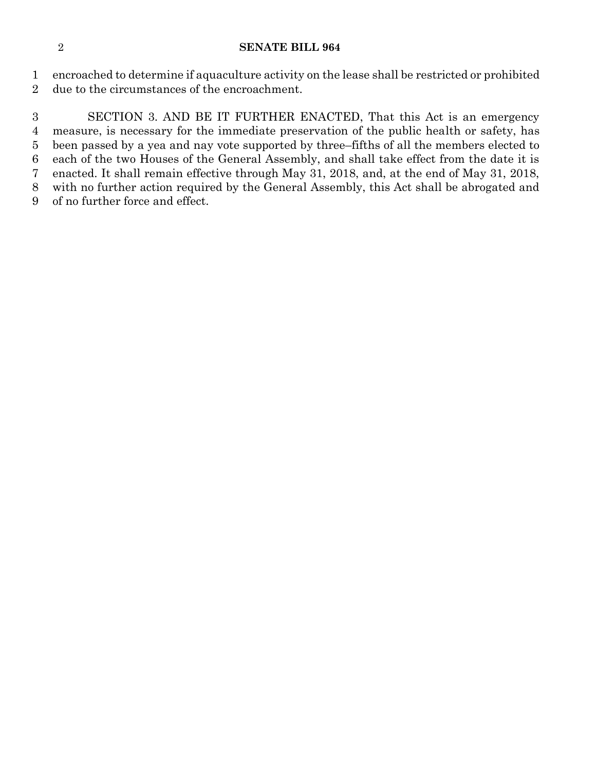encroached to determine if aquaculture activity on the lease shall be restricted or prohibited due to the circumstances of the encroachment.

SECTION 3. AND BE IT FURTHER ENACTED, That this Act is an emergency measure, is necessary for the immediate preservation of the public health or safety, has been passed by a yea and nay vote supported by three–fifths of all the members elected to each of the two Houses of the General Assembly, and shall take effect from the date it is enacted. It shall remain effective through May 31, 2018, and, at the end of May 31, 2018, with no further action required by the General Assembly, this Act shall be abrogated and of no further force and effect.